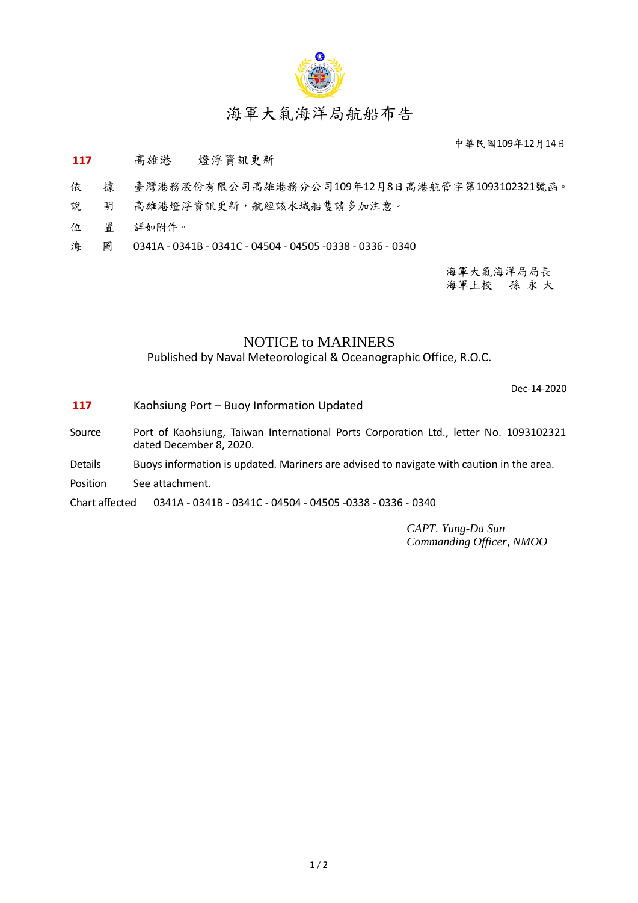# 海軍大氣海洋局航船布告

中華民國109年12月14日

**117** 高雄港 － 燈浮資訊更新

依　據　臺灣港務股份有限公司高雄港務分公司109年12月8日高港航管字第1093102321號函。

說　明　高雄港燈浮資訊更新，航經該水域船隻請多加注意。

位　置　詳如附件。

海　圖　0341A - 0341B - 0341C - 04504 - 04505 -0338 - 0336 - 0340

海軍大氣海洋局局長
海軍上校　孫 永 大

# NOTICE to MARINERS

Published by Naval Meteorological & Oceanographic Office, R.O.C.

Dec-14-2020

**117** Kaohsiung Port – Buoy Information Updated

Source Port of Kaohsiung, Taiwan International Ports Corporation Ltd., letter No. 1093102321 dated December 8, 2020.

Details Buoys information is updated. Mariners are advised to navigate with caution in the area.

Position See attachment.

Chart affected 0341A - 0341B - 0341C - 04504 - 04505 -0338 - 0336 - 0340

*CAPT. Yung-Da Sun*
*Commanding Officer, NMOO*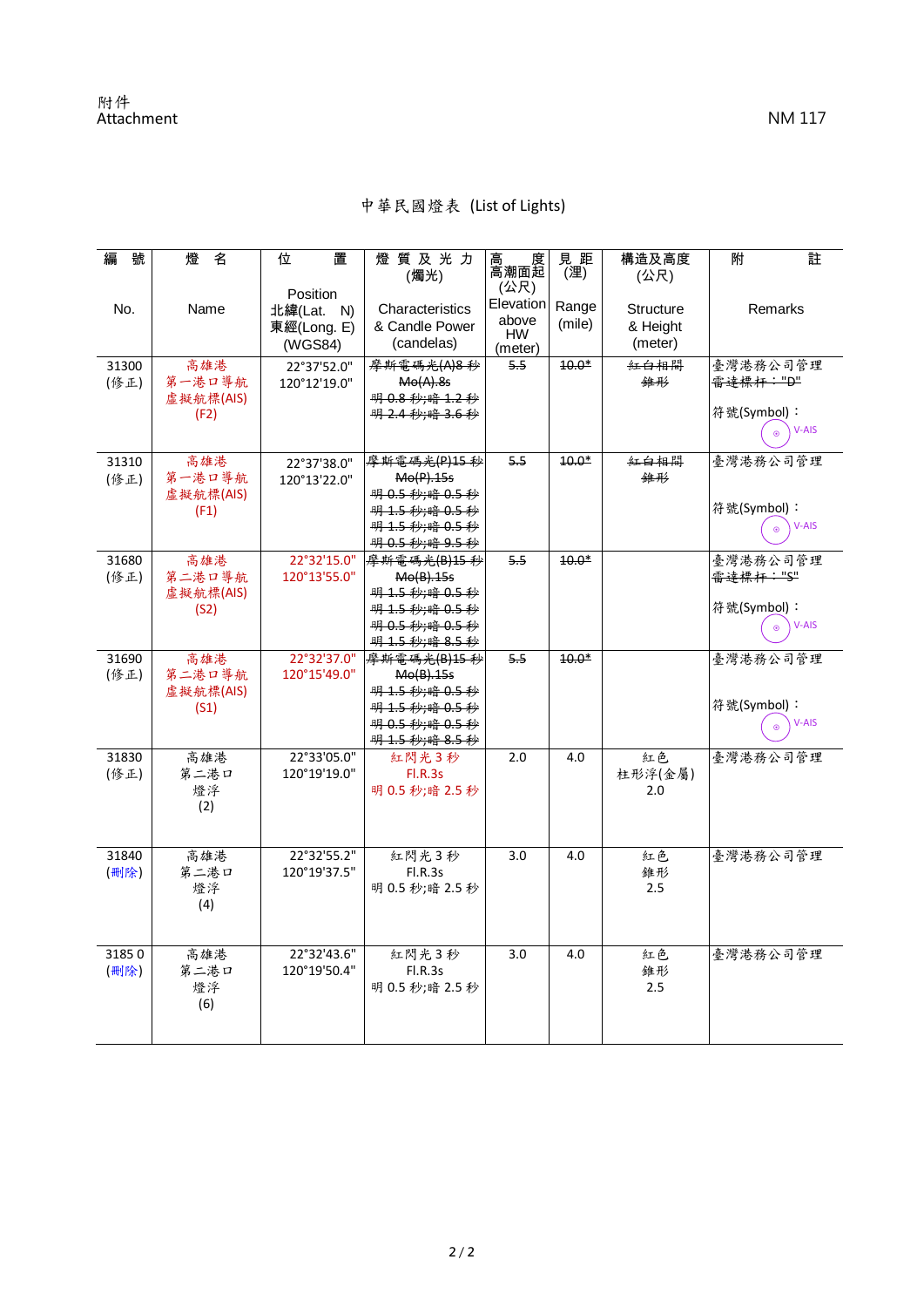附件
Attachment

NM 117

中華民國燈表 (List of Lights)

| 編號 No. | 燈名 Name | 位置 Position 北緯(Lat. N) 東經(Long. E) (WGS84) | 燈質及光力(燭光) Characteristics & Candle Power (candelas) | 高度 高潮面起(公尺) Elevation above HW (meter) | 見距(浬) Range (mile) | 構造及高度(公尺) Structure & Height (meter) | 附註 Remarks |
|---|---|---|---|---|---|---|---|
| 31300 (修正) | 高雄港 第一港口導航 虛擬航標(AIS) (F2) | 22°37'52.0" 120°12'19.0" | ~~摩斯電碼光(A)8 秒~~ ~~Mo(A).8s~~ ~~明 0.8 秒;暗 1.2 秒~~ ~~明 2.4 秒;暗 3.6 秒~~ | ~~5.5~~ | ~~10.0*~~ | ~~紅白相間 錐形~~ | 臺灣港務公司管理 ~~雷達標杆:"D"~~ 符號(Symbol): V-AIS |
| 31310 (修正) | 高雄港 第一港口導航 虛擬航標(AIS) (F1) | 22°37'38.0" 120°13'22.0" | ~~摩斯電碼光(P)15 秒~~ ~~Mo(P).15s~~ ~~明 0.5 秒;暗 0.5 秒~~ ~~明 1.5 秒;暗 0.5 秒~~ ~~明 1.5 秒;暗 0.5 秒~~ ~~明 0.5 秒;暗 9.5 秒~~ | ~~5.5~~ | ~~10.0*~~ | ~~紅白相間 錐形~~ | 臺灣港務公司管理 符號(Symbol): V-AIS |
| 31680 (修正) | 高雄港 第二港口導航 虛擬航標(AIS) (S2) | 22°32'15.0" 120°13'55.0" | ~~摩斯電碼光(B)15 秒~~ ~~Mo(B).15s~~ ~~明 1.5 秒;暗 0.5 秒~~ ~~明 1.5 秒;暗 0.5 秒~~ ~~明 0.5 秒;暗 0.5 秒~~ ~~明 1.5 秒;暗 8.5 秒~~ | ~~5.5~~ | ~~10.0*~~ | | 臺灣港務公司管理 ~~雷達標杆:"S"~~ 符號(Symbol): V-AIS |
| 31690 (修正) | 高雄港 第二港口導航 虛擬航標(AIS) (S1) | 22°32'37.0" 120°15'49.0" | ~~摩斯電碼光(B)15 秒~~ ~~Mo(B).15s~~ ~~明 1.5 秒;暗 0.5 秒~~ ~~明 1.5 秒;暗 0.5 秒~~ ~~明 0.5 秒;暗 0.5 秒~~ ~~明 1.5 秒;暗 8.5 秒~~ | ~~5.5~~ | ~~10.0*~~ | | 臺灣港務公司管理 符號(Symbol): V-AIS |
| 31830 (修正) | 高雄港 第二港口 燈浮 (2) | 22°33'05.0" 120°19'19.0" | 紅閃光 3 秒 Fl.R.3s 明 0.5 秒;暗 2.5 秒 | 2.0 | 4.0 | 紅色 柱形浮(金屬) 2.0 | 臺灣港務公司管理 |
| 31840 (刪除) | 高雄港 第二港口 燈浮 (4) | 22°32'55.2" 120°19'37.5" | 紅閃光 3 秒 Fl.R.3s 明 0.5 秒;暗 2.5 秒 | 3.0 | 4.0 | 紅色 錐形 2.5 | 臺灣港務公司管理 |
| 3185 0 (刪除) | 高雄港 第二港口 燈浮 (6) | 22°32'43.6" 120°19'50.4" | 紅閃光 3 秒 Fl.R.3s 明 0.5 秒;暗 2.5 秒 | 3.0 | 4.0 | 紅色 錐形 2.5 | 臺灣港務公司管理 |